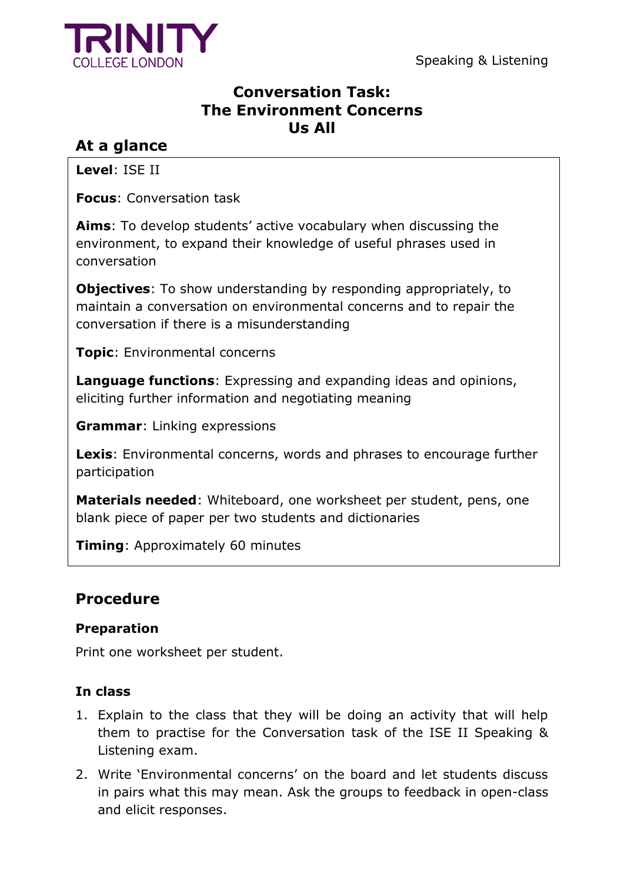# Conversation Task: The Environment Concerns Us All

## At a glance

**Level**: ISE II

**Focus**: Conversation task

**Aims**: To develop students' active vocabulary when discussing the environment, to expand their knowledge of useful phrases used in conversation

**Objectives**: To show understanding by responding appropriately, to maintain a conversation on environmental concerns and to repair the conversation if there is a misunderstanding

**Topic**: Environmental concerns

**Language functions**: Expressing and expanding ideas and opinions, eliciting further information and negotiating meaning

**Grammar**: Linking expressions

**Lexis**: Environmental concerns, words and phrases to encourage further participation

**Materials needed**: Whiteboard, one worksheet per student, pens, one blank piece of paper per two students and dictionaries

**Timing**: Approximately 60 minutes

## Procedure

### Preparation

Print one worksheet per student.

### In class

1. Explain to the class that they will be doing an activity that will help them to practise for the Conversation task of the ISE II Speaking & Listening exam.
2. Write 'Environmental concerns' on the board and let students discuss in pairs what this may mean. Ask the groups to feedback in open-class and elicit responses.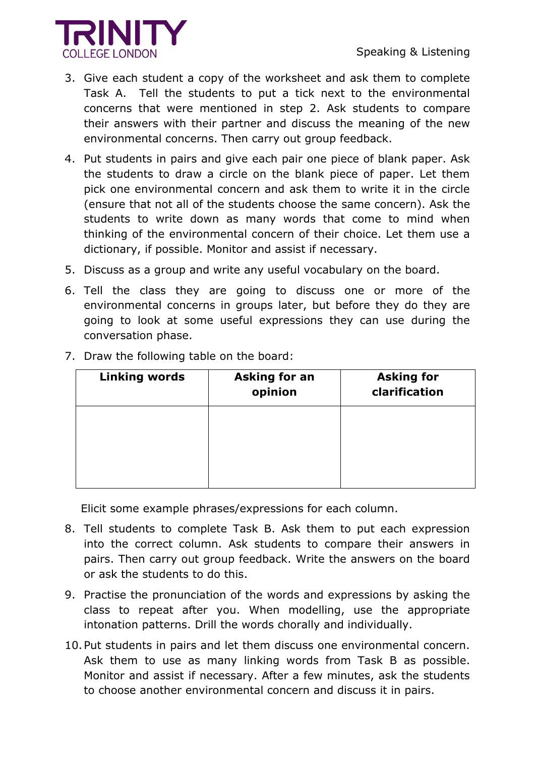3. Give each student a copy of the worksheet and ask them to complete Task A. Tell the students to put a tick next to the environmental concerns that were mentioned in step 2. Ask students to compare their answers with their partner and discuss the meaning of the new environmental concerns. Then carry out group feedback.
4. Put students in pairs and give each pair one piece of blank paper. Ask the students to draw a circle on the blank piece of paper. Let them pick one environmental concern and ask them to write it in the circle (ensure that not all of the students choose the same concern). Ask the students to write down as many words that come to mind when thinking of the environmental concern of their choice. Let them use a dictionary, if possible. Monitor and assist if necessary.
5. Discuss as a group and write any useful vocabulary on the board.
6. Tell the class they are going to discuss one or more of the environmental concerns in groups later, but before they do they are going to look at some useful expressions they can use during the conversation phase.
7. Draw the following table on the board:

| Linking words | Asking for an opinion | Asking for clarification |
| --- | --- | --- |
| | | |

   Elicit some example phrases/expressions for each column.

8. Tell students to complete Task B. Ask them to put each expression into the correct column. Ask students to compare their answers in pairs. Then carry out group feedback. Write the answers on the board or ask the students to do this.
9. Practise the pronunciation of the words and expressions by asking the class to repeat after you. When modelling, use the appropriate intonation patterns. Drill the words chorally and individually.
10. Put students in pairs and let them discuss one environmental concern. Ask them to use as many linking words from Task B as possible. Monitor and assist if necessary. After a few minutes, ask the students to choose another environmental concern and discuss it in pairs.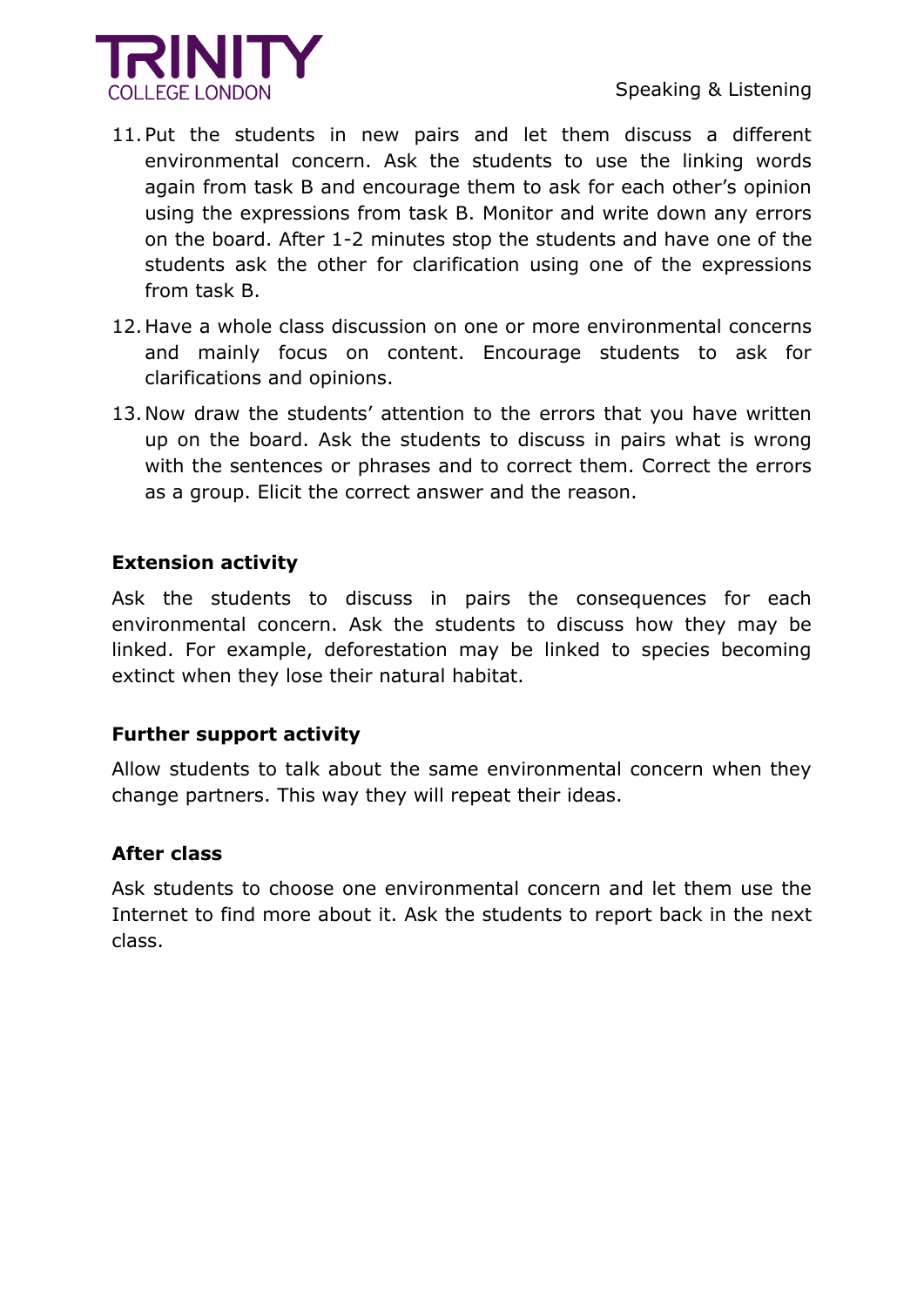11. Put the students in new pairs and let them discuss a different environmental concern. Ask the students to use the linking words again from task B and encourage them to ask for each other's opinion using the expressions from task B. Monitor and write down any errors on the board. After 1-2 minutes stop the students and have one of the students ask the other for clarification using one of the expressions from task B.
12. Have a whole class discussion on one or more environmental concerns and mainly focus on content. Encourage students to ask for clarifications and opinions.
13. Now draw the students' attention to the errors that you have written up on the board. Ask the students to discuss in pairs what is wrong with the sentences or phrases and to correct them. Correct the errors as a group. Elicit the correct answer and the reason.

**Extension activity**

Ask the students to discuss in pairs the consequences for each environmental concern. Ask the students to discuss how they may be linked. For example, deforestation may be linked to species becoming extinct when they lose their natural habitat.

**Further support activity**

Allow students to talk about the same environmental concern when they change partners. This way they will repeat their ideas.

**After class**

Ask students to choose one environmental concern and let them use the Internet to find more about it. Ask the students to report back in the next class.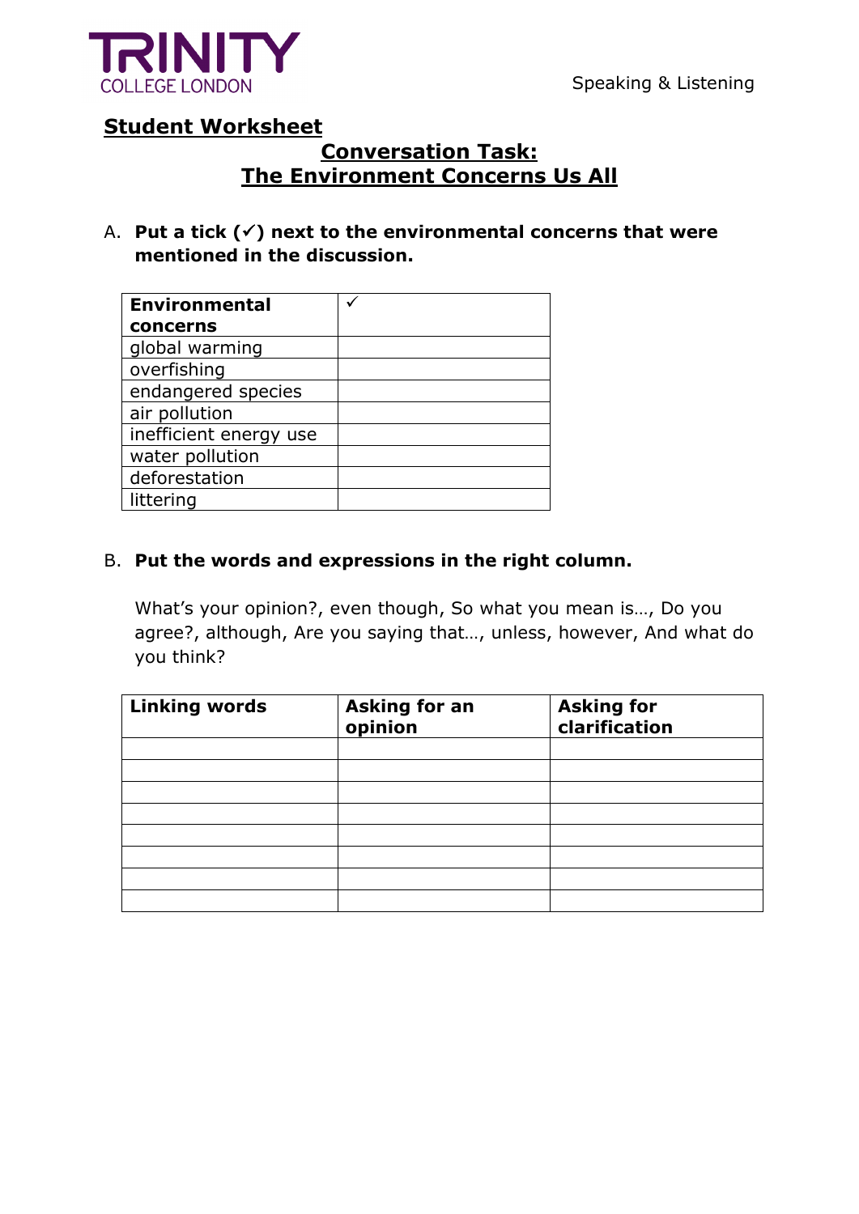TRINITY COLLEGE LONDON

Speaking & Listening

## Student Worksheet

## Conversation Task: The Environment Concerns Us All

A. **Put a tick (✓) next to the environmental concerns that were mentioned in the discussion.**

| Environmental concerns | ✓ |
|---|---|
| global warming | |
| overfishing | |
| endangered species | |
| air pollution | |
| inefficient energy use | |
| water pollution | |
| deforestation | |
| littering | |

B. **Put the words and expressions in the right column.**

What's your opinion?, even though, So what you mean is…, Do you agree?, although, Are you saying that…, unless, however, And what do you think?

| Linking words | Asking for an opinion | Asking for clarification |
|---|---|---|
| | | |
| | | |
| | | |
| | | |
| | | |
| | | |
| | | |
| | | |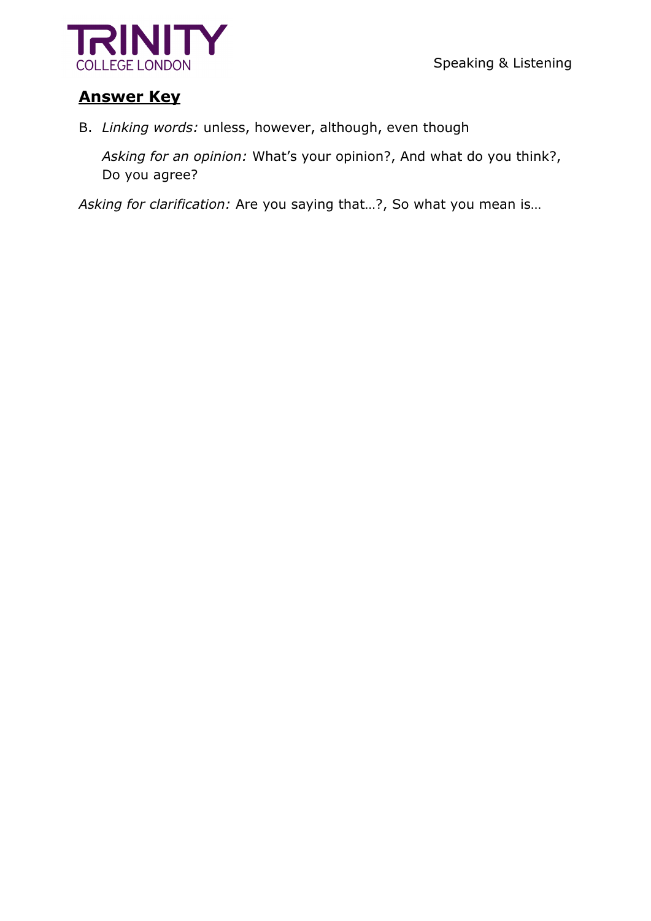**Answer Key**

B. *Linking words:* unless, however, although, even though

   *Asking for an opinion:* What's your opinion?, And what do you think?, Do you agree?

*Asking for clarification:* Are you saying that…?, So what you mean is…